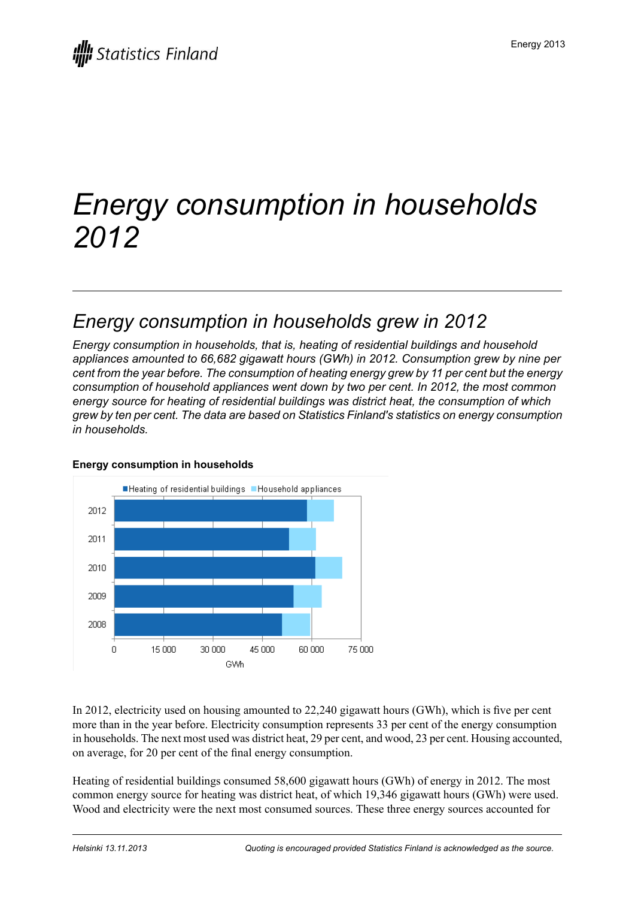# Energy consumption in households 2012

## Energy consumption in households grew in 2012

*Energy consumption in households, that is, heating of residential buildings and household appliances amounted to 66,682 gigawatt hours (GWh) in 2012. Consumption grew by nine per cent from the year before. The consumption of heating energy grew by 11 per cent but the energy consumption of household appliances went down by two per cent. In 2012, the most common energy source for heating of residential buildings was district heat, the consumption of which grew by ten per cent. The data are based on Statistics Finland's statistics on energy consumption in households.*

**Energy consumption in households**

In 2012, electricity used on housing amounted to 22,240 gigawatt hours (GWh), which is five per cent more than in the year before. Electricity consumption represents 33 per cent of the energy consumption in households. The next most used was district heat, 29 per cent, and wood, 23 per cent. Housing accounted, on average, for 20 per cent of the final energy consumption.

Heating of residential buildings consumed 58,600 gigawatt hours (GWh) of energy in 2012. The most common energy source for heating was district heat, of which 19,346 gigawatt hours (GWh) were used. Wood and electricity were the next most consumed sources. These three energy sources accounted for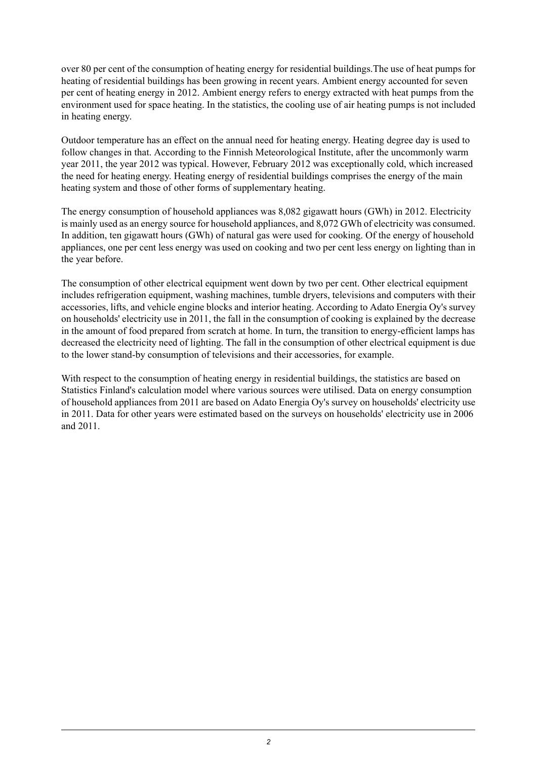over 80 per cent of the consumption of heating energy for residential buildings.The use of heat pumps for heating of residential buildings has been growing in recent years. Ambient energy accounted for seven per cent of heating energy in 2012. Ambient energy refers to energy extracted with heat pumps from the environment used for space heating. In the statistics, the cooling use of air heating pumps is not included in heating energy.

Outdoor temperature has an effect on the annual need for heating energy. Heating degree day is used to follow changes in that. According to the Finnish Meteorological Institute, after the uncommonly warm year 2011, the year 2012 was typical. However, February 2012 was exceptionally cold, which increased the need for heating energy. Heating energy of residential buildings comprises the energy of the main heating system and those of other forms of supplementary heating.

The energy consumption of household appliances was 8,082 gigawatt hours (GWh) in 2012. Electricity is mainly used as an energy source for household appliances, and 8,072 GWh of electricity was consumed. In addition, ten gigawatt hours (GWh) of natural gas were used for cooking. Of the energy of household appliances, one per cent less energy was used on cooking and two per cent less energy on lighting than in the year before.

The consumption of other electrical equipment went down by two per cent. Other electrical equipment includes refrigeration equipment, washing machines, tumble dryers, televisions and computers with their accessories, lifts, and vehicle engine blocks and interior heating. According to Adato Energia Oy's survey on households' electricity use in 2011, the fall in the consumption of cooking is explained by the decrease in the amount of food prepared from scratch at home. In turn, the transition to energy-efficient lamps has decreased the electricity need of lighting. The fall in the consumption of other electrical equipment is due to the lower stand-by consumption of televisions and their accessories, for example.

With respect to the consumption of heating energy in residential buildings, the statistics are based on Statistics Finland's calculation model where various sources were utilised. Data on energy consumption of household appliances from 2011 are based on Adato Energia Oy's survey on households' electricity use in 2011. Data for other years were estimated based on the surveys on households' electricity use in 2006 and 2011.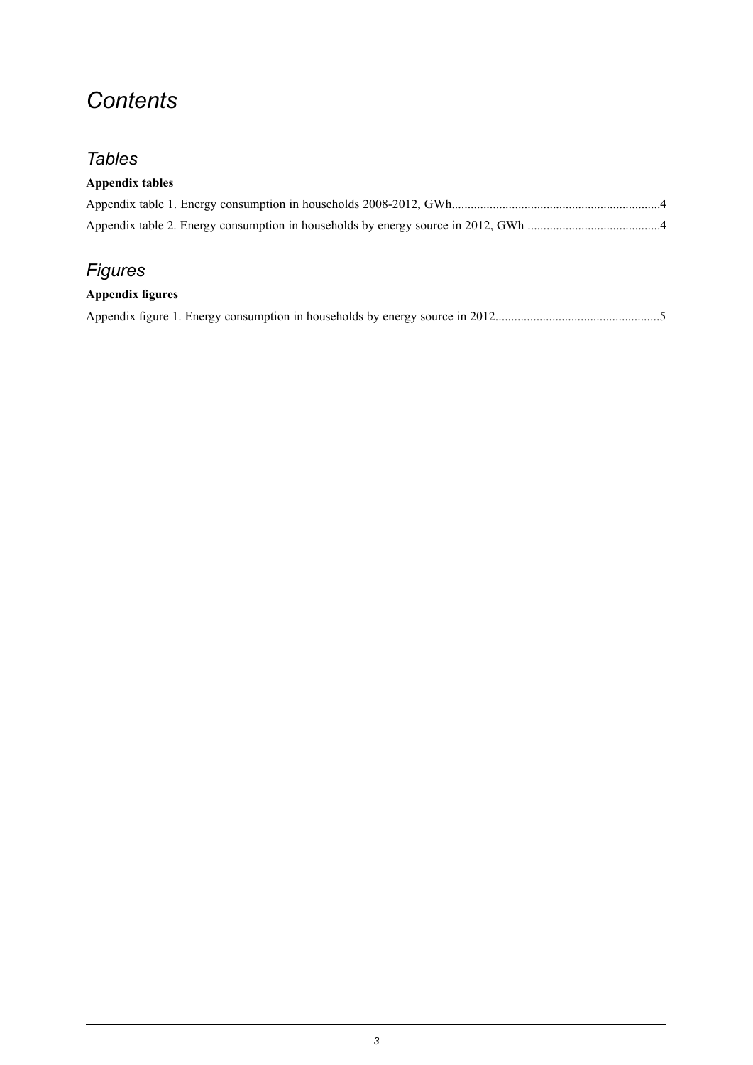# *Contents*

## *Tables*

**Appendix tables**

Appendix table 1. Energy consumption in households 2008-2012, GWh.................................................................4

Appendix table 2. Energy consumption in households by energy source in 2012, GWh ..........................................4

## *Figures*

**Appendix figures**

Appendix figure 1. Energy consumption in households by energy source in 2012...................................................5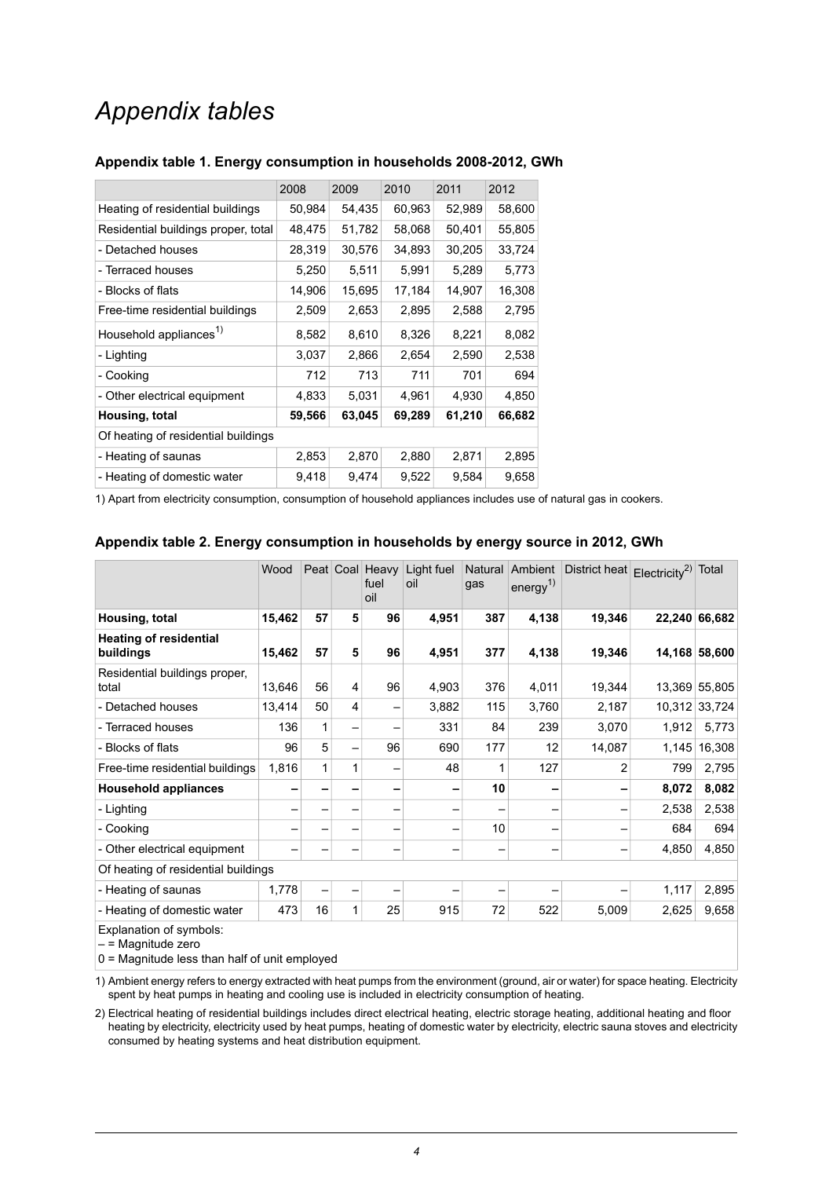# Appendix tables

### Appendix table 1. Energy consumption in households 2008-2012, GWh

| | 2008 | 2009 | 2010 | 2011 | 2012 |
|---|---|---|---|---|---|
| Heating of residential buildings | 50,984 | 54,435 | 60,963 | 52,989 | 58,600 |
| Residential buildings proper, total | 48,475 | 51,782 | 58,068 | 50,401 | 55,805 |
| - Detached houses | 28,319 | 30,576 | 34,893 | 30,205 | 33,724 |
| - Terraced houses | 5,250 | 5,511 | 5,991 | 5,289 | 5,773 |
| - Blocks of flats | 14,906 | 15,695 | 17,184 | 14,907 | 16,308 |
| Free-time residential buildings | 2,509 | 2,653 | 2,895 | 2,588 | 2,795 |
| Household appliances[1)] | 8,582 | 8,610 | 8,326 | 8,221 | 8,082 |
| - Lighting | 3,037 | 2,866 | 2,654 | 2,590 | 2,538 |
| - Cooking | 712 | 713 | 711 | 701 | 694 |
| - Other electrical equipment | 4,833 | 5,031 | 4,961 | 4,930 | 4,850 |
| **Housing, total** | **59,566** | **63,045** | **69,289** | **61,210** | **66,682** |
| Of heating of residential buildings | | | | | |
| - Heating of saunas | 2,853 | 2,870 | 2,880 | 2,871 | 2,895 |
| - Heating of domestic water | 9,418 | 9,474 | 9,522 | 9,584 | 9,658 |

1) Apart from electricity consumption, consumption of household appliances includes use of natural gas in cookers.

### Appendix table 2. Energy consumption in households by energy source in 2012, GWh

| | Wood | Peat | Coal | Heavy fuel oil | Light fuel oil | Natural gas | Ambient energy[1)] | District heat | Electricity[2)] | Total |
|---|---|---|---|---|---|---|---|---|---|---|
| **Housing, total** | **15,462** | **57** | **5** | **96** | **4,951** | **387** | **4,138** | **19,346** | **22,240** | **66,682** |
| **Heating of residential buildings** | **15,462** | **57** | **5** | **96** | **4,951** | **377** | **4,138** | **19,346** | **14,168** | **58,600** |
| Residential buildings proper, total | 13,646 | 56 | 4 | 96 | 4,903 | 376 | 4,011 | 19,344 | 13,369 | 55,805 |
| - Detached houses | 13,414 | 50 | 4 | – | 3,882 | 115 | 3,760 | 2,187 | 10,312 | 33,724 |
| - Terraced houses | 136 | 1 | – | – | 331 | 84 | 239 | 3,070 | 1,912 | 5,773 |
| - Blocks of flats | 96 | 5 | – | 96 | 690 | 177 | 12 | 14,087 | 1,145 | 16,308 |
| Free-time residential buildings | 1,816 | 1 | 1 | – | 48 | 1 | 127 | 2 | 799 | 2,795 |
| **Household appliances** | **–** | **–** | **–** | **–** | **–** | **10** | **–** | **–** | **8,072** | **8,082** |
| - Lighting | – | – | – | – | – | – | – | – | 2,538 | 2,538 |
| - Cooking | – | – | – | – | – | 10 | – | – | 684 | 694 |
| - Other electrical equipment | – | – | – | – | – | – | – | – | 4,850 | 4,850 |
| Of heating of residential buildings | | | | | | | | | | |
| - Heating of saunas | 1,778 | – | – | – | – | – | – | – | 1,117 | 2,895 |
| - Heating of domestic water | 473 | 16 | 1 | 25 | 915 | 72 | 522 | 5,009 | 2,625 | 9,658 |

Explanation of symbols:
– = Magnitude zero
0 = Magnitude less than half of unit employed

1) Ambient energy refers to energy extracted with heat pumps from the environment (ground, air or water) for space heating. Electricity spent by heat pumps in heating and cooling use is included in electricity consumption of heating.

2) Electrical heating of residential buildings includes direct electrical heating, electric storage heating, additional heating and floor heating by electricity, electricity used by heat pumps, heating of domestic water by electricity, electric sauna stoves and electricity consumed by heating systems and heat distribution equipment.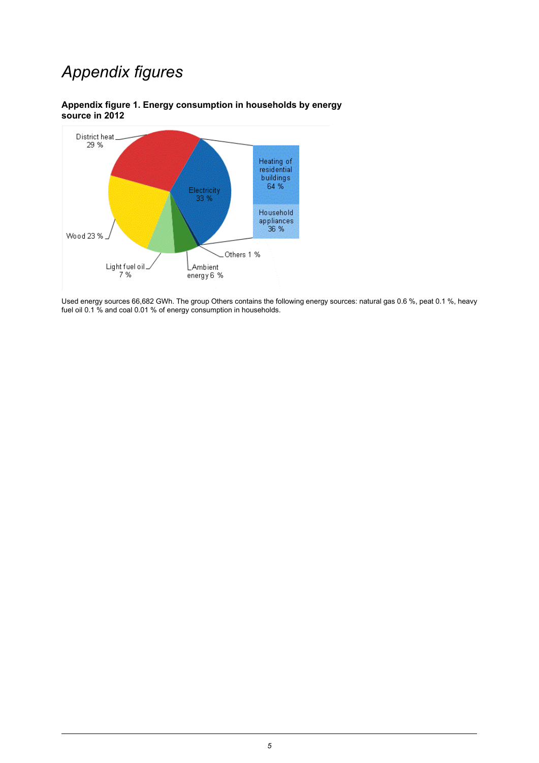# *Appendix figures*

**Appendix figure 1. Energy consumption in households by energy source in 2012**

District heat 29 %

Electricity 33 %

Heating of residential buildings 64 %

Household appliances 36 %

Wood 23 %

Others 1 %

Light fuel oil 7 %

Ambient energy 6 %

Used energy sources 66,682 GWh. The group Others contains the following energy sources: natural gas 0.6 %, peat 0.1 %, heavy fuel oil 0.1 % and coal 0.01 % of energy consumption in households.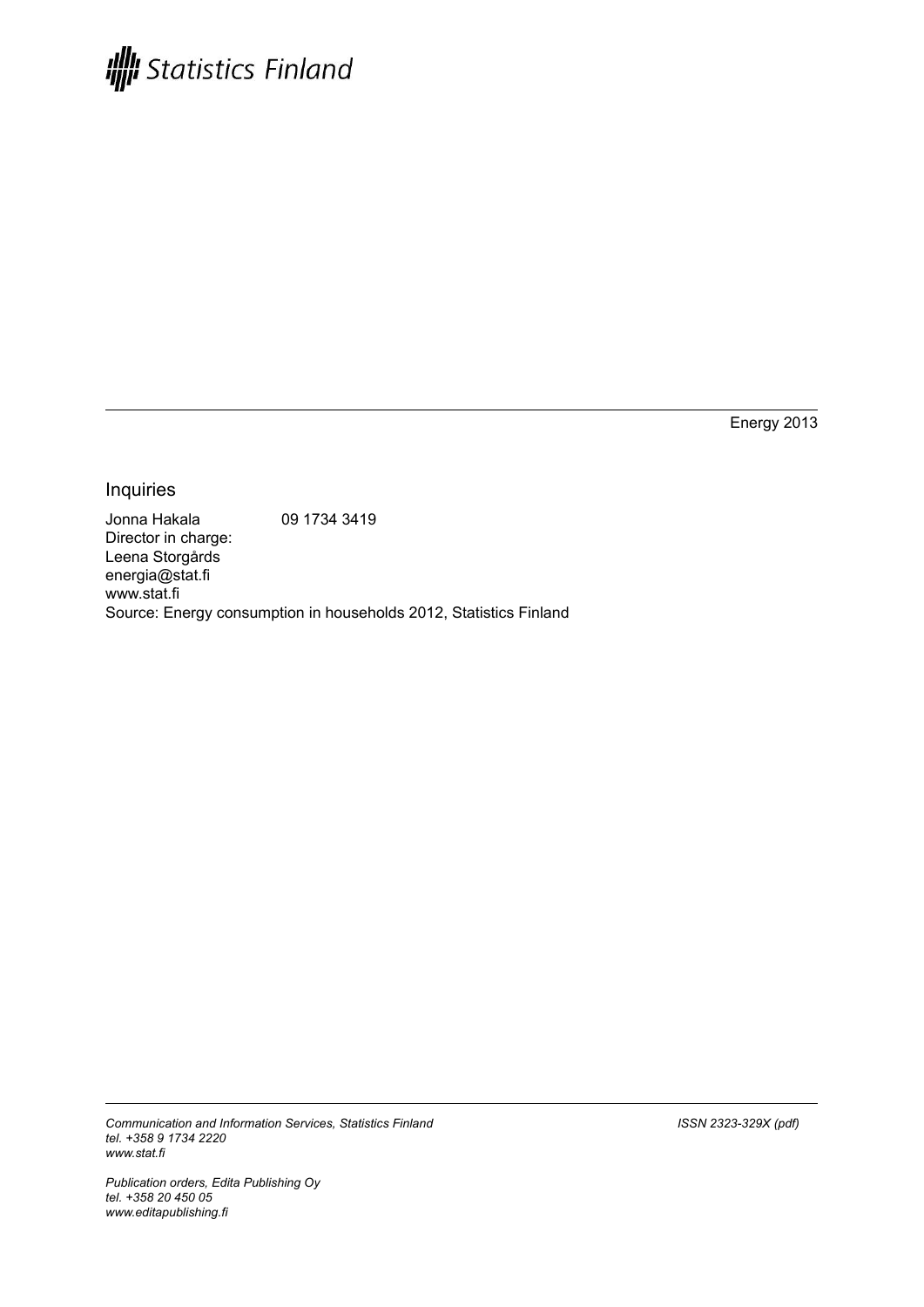Statistics Finland

Energy 2013

## Inquiries

Jonna Hakala 09 1734 3419
Director in charge:
Leena Storgårds
energia@stat.fi
www.stat.fi
Source: Energy consumption in households 2012, Statistics Finland

*Communication and Information Services, Statistics Finland*
*tel. +358 9 1734 2220*
*www.stat.fi*

*ISSN 2323-329X (pdf)*

*Publication orders, Edita Publishing Oy*
*tel. +358 20 450 05*
*www.editapublishing.fi*